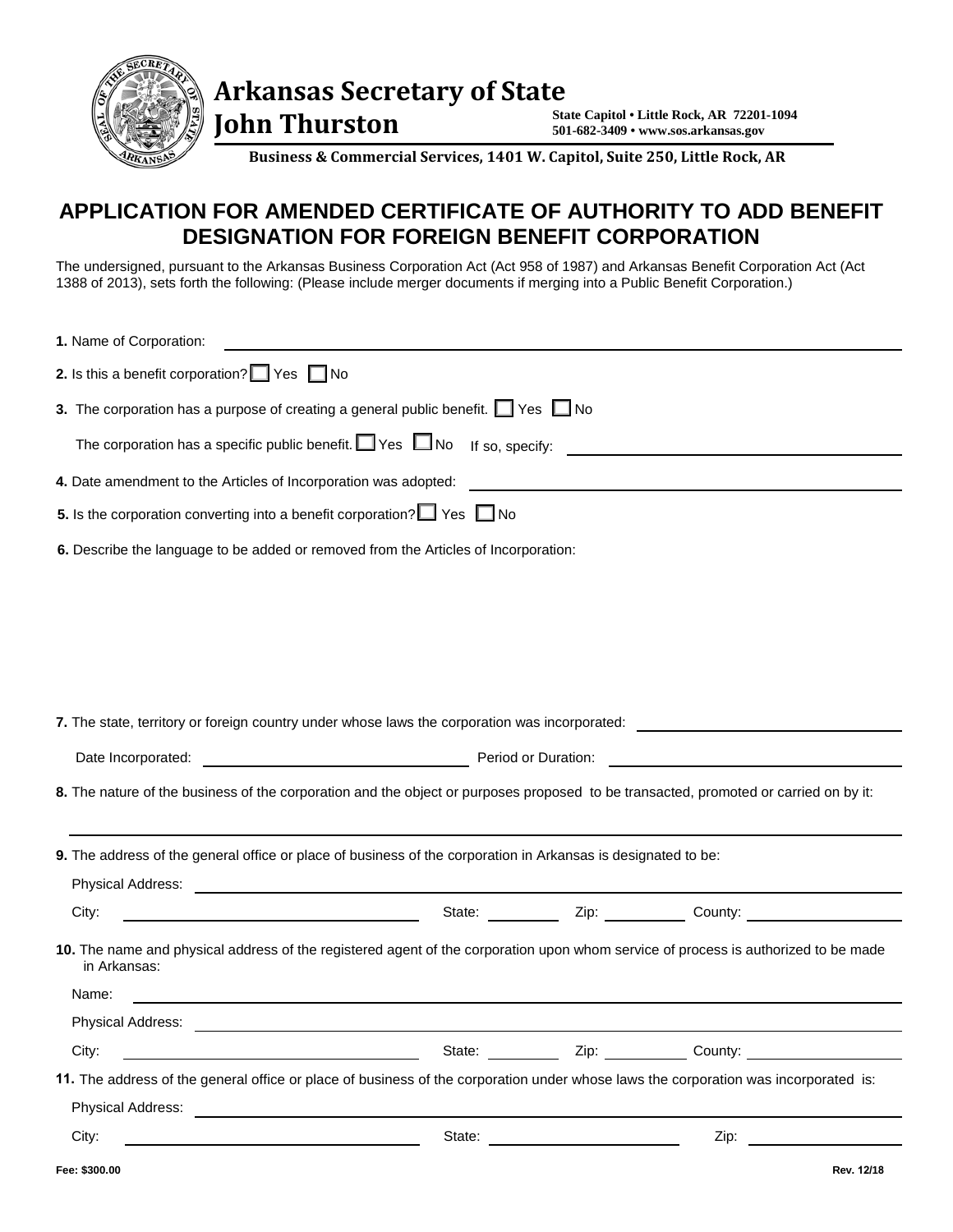# Arkansas Secretary of State
# John Thurston

State Capitol • Little Rock, AR 72201-1094
501-682-3409 • www.sos.arkansas.gov

**Business & Commercial Services, 1401 W. Capitol, Suite 250, Little Rock, AR**

## APPLICATION FOR AMENDED CERTIFICATE OF AUTHORITY TO ADD BENEFIT DESIGNATION FOR FOREIGN BENEFIT CORPORATION

The undersigned, pursuant to the Arkansas Business Corporation Act (Act 958 of 1987) and Arkansas Benefit Corporation Act (Act 1388 of 2013), sets forth the following: (Please include merger documents if merging into a Public Benefit Corporation.)

**1.** Name of Corporation: ______________________________

**2.** Is this a benefit corporation? ☐ Yes ☐ No

**3.** The corporation has a purpose of creating a general public benefit. ☐ Yes ☐ No

The corporation has a specific public benefit. ☐ Yes ☐ No If so, specify: ______________________________

**4.** Date amendment to the Articles of Incorporation was adopted: ______________________________

**5.** Is the corporation converting into a benefit corporation? ☐ Yes ☐ No

**6.** Describe the language to be added or removed from the Articles of Incorporation:

**7.** The state, territory or foreign country under whose laws the corporation was incorporated: ______________________________

Date Incorporated: ______________________________ Period or Duration: ______________________________

**8.** The nature of the business of the corporation and the object or purposes proposed to be transacted, promoted or carried on by it:

______________________________

**9.** The address of the general office or place of business of the corporation in Arkansas is designated to be:

Physical Address: ______________________________

City: ______________________________ State: __________ Zip: __________ County: ______________________________

**10.** The name and physical address of the registered agent of the corporation upon whom service of process is authorized to be made in Arkansas:

Name: ______________________________

Physical Address: ______________________________

City: ______________________________ State: __________ Zip: __________ County: ______________________________

**11.** The address of the general office or place of business of the corporation under whose laws the corporation was incorporated is:

Physical Address: ______________________________

City: ______________________________ State: ______________________________ Zip: ______________________________

Fee: $300.00

Rev. 12/18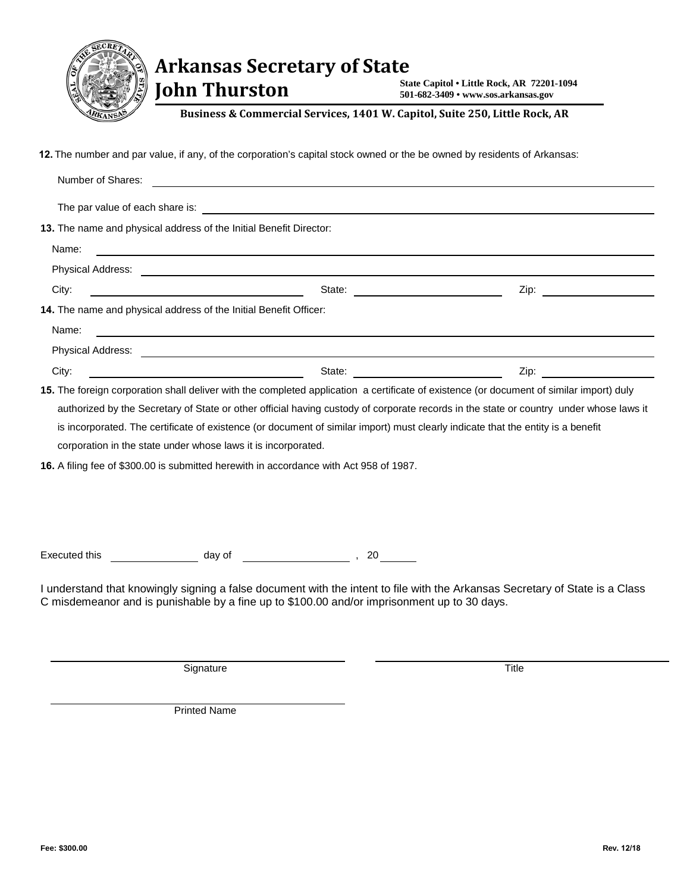# Arkansas Secretary of State
## John Thurston

State Capitol • Little Rock, AR 72201-1094
501-682-3409 • www.sos.arkansas.gov

**Business & Commercial Services, 1401 W. Capitol, Suite 250, Little Rock, AR**

**12.** The number and par value, if any, of the corporation's capital stock owned or the be owned by residents of Arkansas:

Number of Shares: ______________________________

The par value of each share is: ______________________________

**13.** The name and physical address of the Initial Benefit Director:

Name: ______________________________

Physical Address: ______________________________

City: ______________ State: ______________ Zip: ______________

**14.** The name and physical address of the Initial Benefit Officer:

Name: ______________________________

Physical Address: ______________________________

City: ______________ State: ______________ Zip: ______________

**15.** The foreign corporation shall deliver with the completed application a certificate of existence (or document of similar import) duly authorized by the Secretary of State or other official having custody of corporate records in the state or country under whose laws it is incorporated. The certificate of existence (or document of similar import) must clearly indicate that the entity is a benefit corporation in the state under whose laws it is incorporated.

**16.** A filing fee of $300.00 is submitted herewith in accordance with Act 958 of 1987.

Executed this ______________ day of ______________ , 20 ______

I understand that knowingly signing a false document with the intent to file with the Arkansas Secretary of State is a Class C misdemeanor and is punishable by a fine up to $100.00 and/or imprisonment up to 30 days.

______________________________ Signature

______________________________ Title

______________________________ Printed Name

**Fee: $300.00**

**Rev. 12/18**